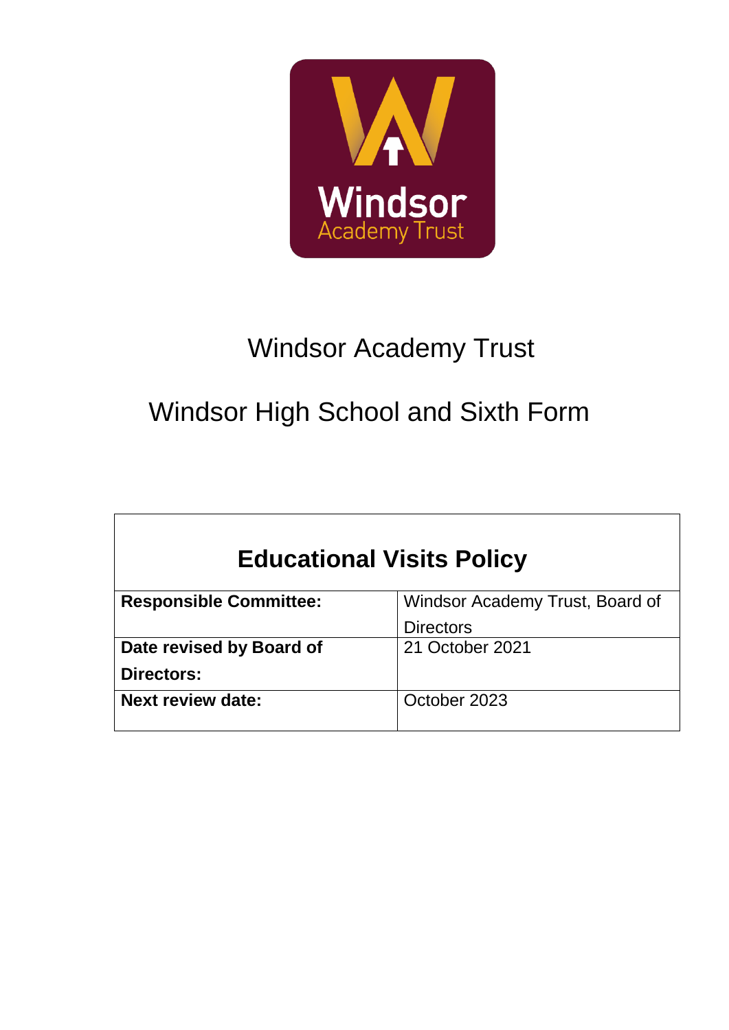Windsor Academy Trust

Windsor High School and Sixth Form

| Educational Visits Policy | |
|---|---|
| **Responsible Committee:** | Windsor Academy Trust, Board of Directors |
| **Date revised by Board of Directors:** | 21 October 2021 |
| **Next review date:** | October 2023 |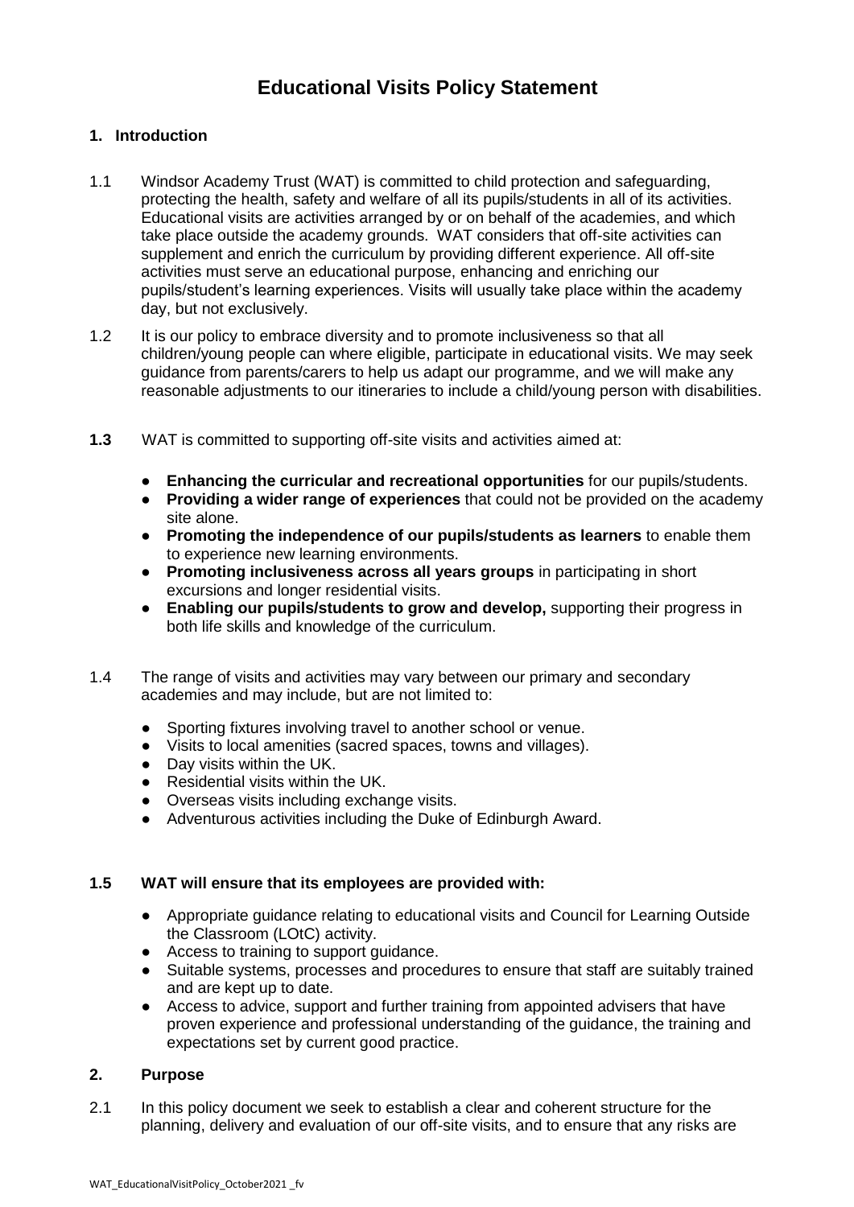# Educational Visits Policy Statement

## 1. Introduction

1.1 Windsor Academy Trust (WAT) is committed to child protection and safeguarding, protecting the health, safety and welfare of all its pupils/students in all of its activities. Educational visits are activities arranged by or on behalf of the academies, and which take place outside the academy grounds. WAT considers that off-site activities can supplement and enrich the curriculum by providing different experience. All off-site activities must serve an educational purpose, enhancing and enriching our pupils/student's learning experiences. Visits will usually take place within the academy day, but not exclusively.

1.2 It is our policy to embrace diversity and to promote inclusiveness so that all children/young people can where eligible, participate in educational visits. We may seek guidance from parents/carers to help us adapt our programme, and we will make any reasonable adjustments to our itineraries to include a child/young person with disabilities.

**1.3** WAT is committed to supporting off-site visits and activities aimed at:

- **Enhancing the curricular and recreational opportunities** for our pupils/students.
- **Providing a wider range of experiences** that could not be provided on the academy site alone.
- **Promoting the independence of our pupils/students as learners** to enable them to experience new learning environments.
- **Promoting inclusiveness across all years groups** in participating in short excursions and longer residential visits.
- **Enabling our pupils/students to grow and develop,** supporting their progress in both life skills and knowledge of the curriculum.

1.4 The range of visits and activities may vary between our primary and secondary academies and may include, but are not limited to:

- Sporting fixtures involving travel to another school or venue.
- Visits to local amenities (sacred spaces, towns and villages).
- Day visits within the UK.
- Residential visits within the UK.
- Overseas visits including exchange visits.
- Adventurous activities including the Duke of Edinburgh Award.

**1.5 WAT will ensure that its employees are provided with:**

- Appropriate guidance relating to educational visits and Council for Learning Outside the Classroom (LOtC) activity.
- Access to training to support guidance.
- Suitable systems, processes and procedures to ensure that staff are suitably trained and are kept up to date.
- Access to advice, support and further training from appointed advisers that have proven experience and professional understanding of the guidance, the training and expectations set by current good practice.

## 2. Purpose

2.1 In this policy document we seek to establish a clear and coherent structure for the planning, delivery and evaluation of our off-site visits, and to ensure that any risks are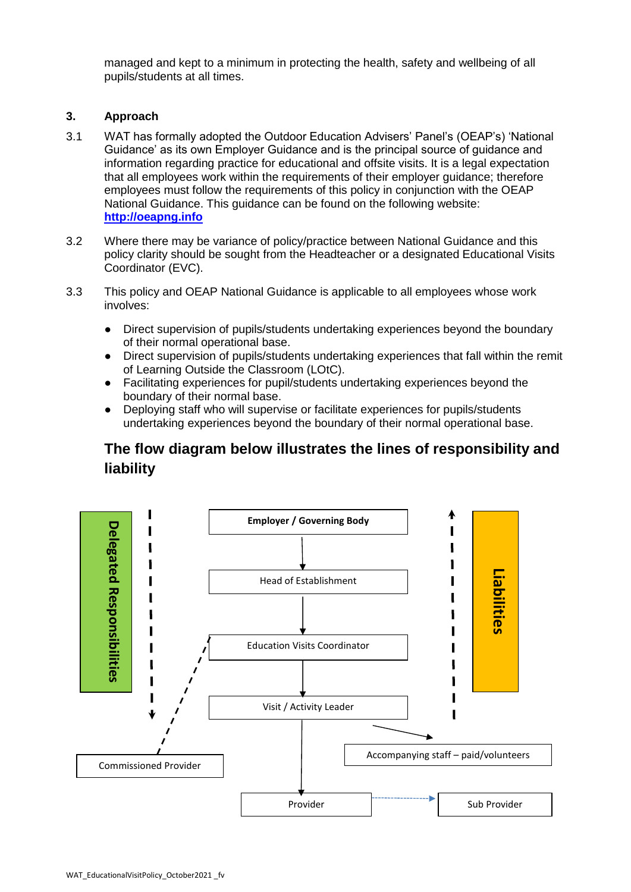managed and kept to a minimum in protecting the health, safety and wellbeing of all pupils/students at all times.

## 3. Approach

3.1 WAT has formally adopted the Outdoor Education Advisers' Panel's (OEAP's) 'National Guidance' as its own Employer Guidance and is the principal source of guidance and information regarding practice for educational and offsite visits. It is a legal expectation that all employees work within the requirements of their employer guidance; therefore employees must follow the requirements of this policy in conjunction with the OEAP National Guidance. This guidance can be found on the following website: **http://oeapng.info**

3.2 Where there may be variance of policy/practice between National Guidance and this policy clarity should be sought from the Headteacher or a designated Educational Visits Coordinator (EVC).

3.3 This policy and OEAP National Guidance is applicable to all employees whose work involves:

- Direct supervision of pupils/students undertaking experiences beyond the boundary of their normal operational base.
- Direct supervision of pupils/students undertaking experiences that fall within the remit of Learning Outside the Classroom (LOtC).
- Facilitating experiences for pupil/students undertaking experiences beyond the boundary of their normal base.
- Deploying staff who will supervise or facilitate experiences for pupils/students undertaking experiences beyond the boundary of their normal operational base.

### The flow diagram below illustrates the lines of responsibility and liability

Delegated Responsibilities

Employer / Governing Body

Head of Establishment

Education Visits Coordinator

Visit / Activity Leader

Accompanying staff – paid/volunteers

Commissioned Provider

Provider

Sub Provider

Liabilities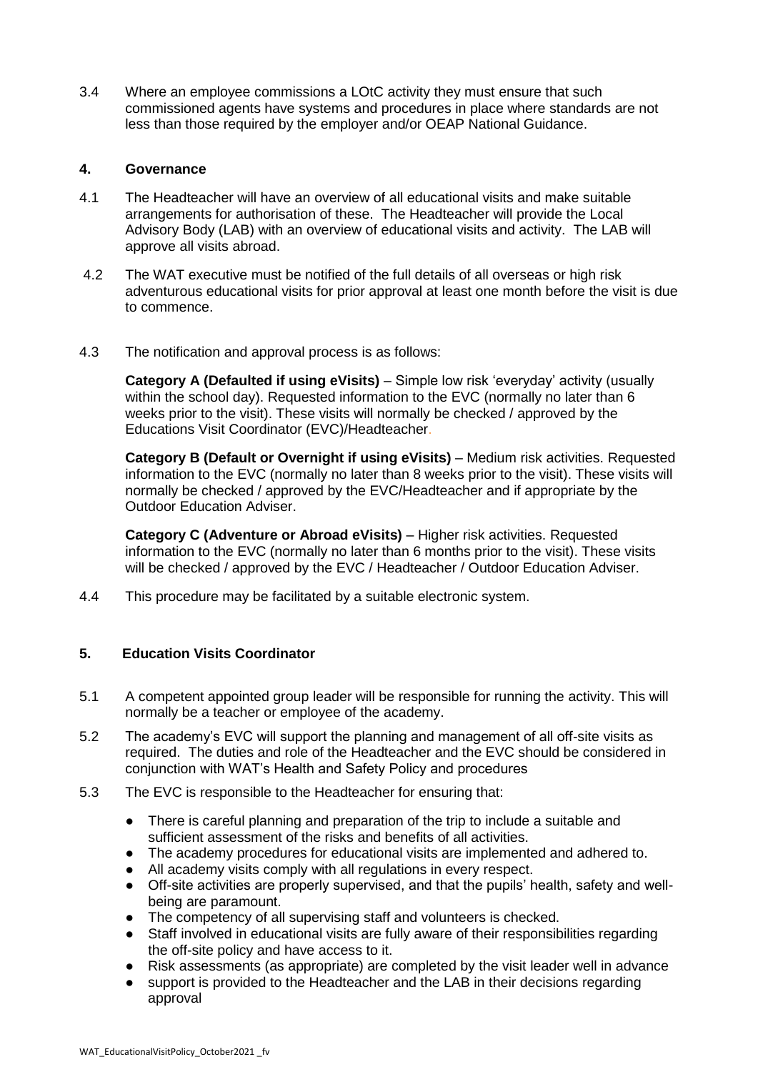3.4 Where an employee commissions a LOtC activity they must ensure that such commissioned agents have systems and procedures in place where standards are not less than those required by the employer and/or OEAP National Guidance.

## 4. Governance

4.1 The Headteacher will have an overview of all educational visits and make suitable arrangements for authorisation of these. The Headteacher will provide the Local Advisory Body (LAB) with an overview of educational visits and activity. The LAB will approve all visits abroad.

4.2 The WAT executive must be notified of the full details of all overseas or high risk adventurous educational visits for prior approval at least one month before the visit is due to commence.

4.3 The notification and approval process is as follows:

**Category A (Defaulted if using eVisits)** – Simple low risk 'everyday' activity (usually within the school day). Requested information to the EVC (normally no later than 6 weeks prior to the visit). These visits will normally be checked / approved by the Educations Visit Coordinator (EVC)/Headteacher.

**Category B (Default or Overnight if using eVisits)** – Medium risk activities. Requested information to the EVC (normally no later than 8 weeks prior to the visit). These visits will normally be checked / approved by the EVC/Headteacher and if appropriate by the Outdoor Education Adviser.

**Category C (Adventure or Abroad eVisits)** – Higher risk activities. Requested information to the EVC (normally no later than 6 months prior to the visit). These visits will be checked / approved by the EVC / Headteacher / Outdoor Education Adviser.

4.4 This procedure may be facilitated by a suitable electronic system.

## 5. Education Visits Coordinator

5.1 A competent appointed group leader will be responsible for running the activity. This will normally be a teacher or employee of the academy.

5.2 The academy's EVC will support the planning and management of all off-site visits as required. The duties and role of the Headteacher and the EVC should be considered in conjunction with WAT's Health and Safety Policy and procedures

5.3 The EVC is responsible to the Headteacher for ensuring that:

- There is careful planning and preparation of the trip to include a suitable and sufficient assessment of the risks and benefits of all activities.
- The academy procedures for educational visits are implemented and adhered to.
- All academy visits comply with all regulations in every respect.
- Off-site activities are properly supervised, and that the pupils' health, safety and well-being are paramount.
- The competency of all supervising staff and volunteers is checked.
- Staff involved in educational visits are fully aware of their responsibilities regarding the off-site policy and have access to it.
- Risk assessments (as appropriate) are completed by the visit leader well in advance
- support is provided to the Headteacher and the LAB in their decisions regarding approval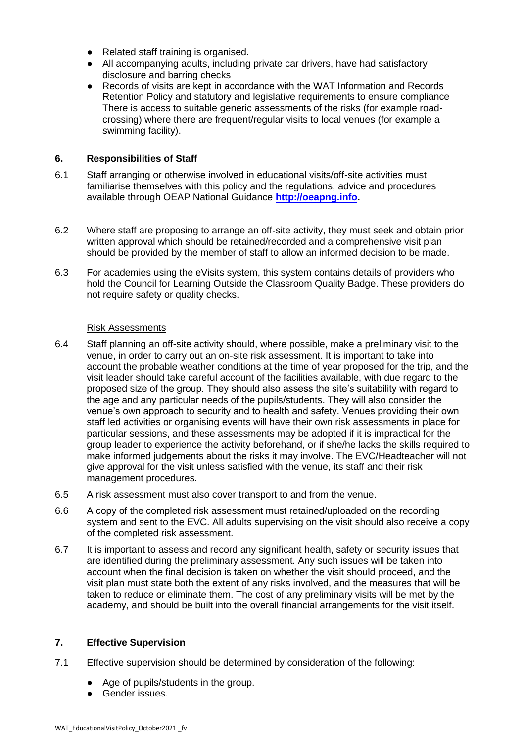- Related staff training is organised.
- All accompanying adults, including private car drivers, have had satisfactory disclosure and barring checks
- Records of visits are kept in accordance with the WAT Information and Records Retention Policy and statutory and legislative requirements to ensure compliance There is access to suitable generic assessments of the risks (for example road-crossing) where there are frequent/regular visits to local venues (for example a swimming facility).

## 6. Responsibilities of Staff

6.1 Staff arranging or otherwise involved in educational visits/off-site activities must familiarise themselves with this policy and the regulations, advice and procedures available through OEAP National Guidance **[http://oeapng.info](http://oeapng.info).**

6.2 Where staff are proposing to arrange an off-site activity, they must seek and obtain prior written approval which should be retained/recorded and a comprehensive visit plan should be provided by the member of staff to allow an informed decision to be made.

6.3 For academies using the eVisits system, this system contains details of providers who hold the Council for Learning Outside the Classroom Quality Badge. These providers do not require safety or quality checks.

Risk Assessments

6.4 Staff planning an off-site activity should, where possible, make a preliminary visit to the venue, in order to carry out an on-site risk assessment. It is important to take into account the probable weather conditions at the time of year proposed for the trip, and the visit leader should take careful account of the facilities available, with due regard to the proposed size of the group. They should also assess the site's suitability with regard to the age and any particular needs of the pupils/students. They will also consider the venue's own approach to security and to health and safety. Venues providing their own staff led activities or organising events will have their own risk assessments in place for particular sessions, and these assessments may be adopted if it is impractical for the group leader to experience the activity beforehand, or if she/he lacks the skills required to make informed judgements about the risks it may involve. The EVC/Headteacher will not give approval for the visit unless satisfied with the venue, its staff and their risk management procedures.

6.5 A risk assessment must also cover transport to and from the venue.

6.6 A copy of the completed risk assessment must retained/uploaded on the recording system and sent to the EVC. All adults supervising on the visit should also receive a copy of the completed risk assessment.

6.7 It is important to assess and record any significant health, safety or security issues that are identified during the preliminary assessment. Any such issues will be taken into account when the final decision is taken on whether the visit should proceed, and the visit plan must state both the extent of any risks involved, and the measures that will be taken to reduce or eliminate them. The cost of any preliminary visits will be met by the academy, and should be built into the overall financial arrangements for the visit itself.

## 7. Effective Supervision

7.1 Effective supervision should be determined by consideration of the following:

- Age of pupils/students in the group.
- Gender issues.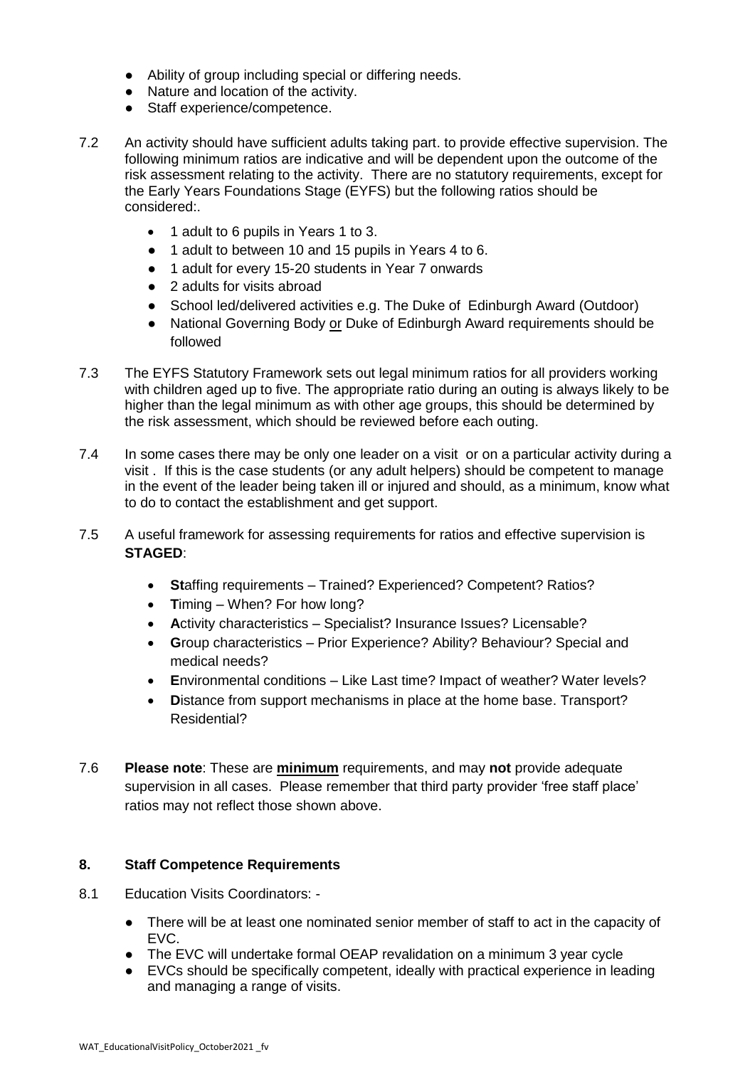- Ability of group including special or differing needs.
- Nature and location of the activity.
- Staff experience/competence.

7.2 An activity should have sufficient adults taking part. to provide effective supervision. The following minimum ratios are indicative and will be dependent upon the outcome of the risk assessment relating to the activity. There are no statutory requirements, except for the Early Years Foundations Stage (EYFS) but the following ratios should be considered:.

- 1 adult to 6 pupils in Years 1 to 3.
- 1 adult to between 10 and 15 pupils in Years 4 to 6.
- 1 adult for every 15-20 students in Year 7 onwards
- 2 adults for visits abroad
- School led/delivered activities e.g. The Duke of Edinburgh Award (Outdoor)
- National Governing Body or Duke of Edinburgh Award requirements should be followed

7.3 The EYFS Statutory Framework sets out legal minimum ratios for all providers working with children aged up to five. The appropriate ratio during an outing is always likely to be higher than the legal minimum as with other age groups, this should be determined by the risk assessment, which should be reviewed before each outing.

7.4 In some cases there may be only one leader on a visit or on a particular activity during a visit . If this is the case students (or any adult helpers) should be competent to manage in the event of the leader being taken ill or injured and should, as a minimum, know what to do to contact the establishment and get support.

7.5 A useful framework for assessing requirements for ratios and effective supervision is **STAGED**:

- **St**affing requirements – Trained? Experienced? Competent? Ratios?
- **T**iming – When? For how long?
- **A**ctivity characteristics – Specialist? Insurance Issues? Licensable?
- **G**roup characteristics – Prior Experience? Ability? Behaviour? Special and medical needs?
- **E**nvironmental conditions – Like Last time? Impact of weather? Water levels?
- **D**istance from support mechanisms in place at the home base. Transport? Residential?

7.6 **Please note**: These are **minimum** requirements, and may **not** provide adequate supervision in all cases. Please remember that third party provider 'free staff place' ratios may not reflect those shown above.

## 8. Staff Competence Requirements

8.1 Education Visits Coordinators: -

- There will be at least one nominated senior member of staff to act in the capacity of EVC.
- The EVC will undertake formal OEAP revalidation on a minimum 3 year cycle
- EVCs should be specifically competent, ideally with practical experience in leading and managing a range of visits.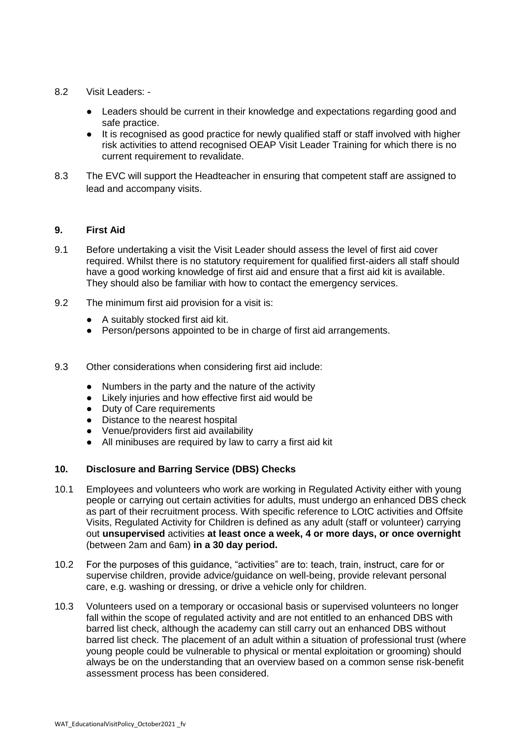8.2 Visit Leaders: -

- Leaders should be current in their knowledge and expectations regarding good and safe practice.
- It is recognised as good practice for newly qualified staff or staff involved with higher risk activities to attend recognised OEAP Visit Leader Training for which there is no current requirement to revalidate.

8.3 The EVC will support the Headteacher in ensuring that competent staff are assigned to lead and accompany visits.

## 9. First Aid

9.1 Before undertaking a visit the Visit Leader should assess the level of first aid cover required. Whilst there is no statutory requirement for qualified first-aiders all staff should have a good working knowledge of first aid and ensure that a first aid kit is available. They should also be familiar with how to contact the emergency services.

9.2 The minimum first aid provision for a visit is:

- A suitably stocked first aid kit.
- Person/persons appointed to be in charge of first aid arrangements.

9.3 Other considerations when considering first aid include:

- Numbers in the party and the nature of the activity
- Likely injuries and how effective first aid would be
- Duty of Care requirements
- Distance to the nearest hospital
- Venue/providers first aid availability
- All minibuses are required by law to carry a first aid kit

## 10. Disclosure and Barring Service (DBS) Checks

10.1 Employees and volunteers who work are working in Regulated Activity either with young people or carrying out certain activities for adults, must undergo an enhanced DBS check as part of their recruitment process. With specific reference to LOtC activities and Offsite Visits, Regulated Activity for Children is defined as any adult (staff or volunteer) carrying out **unsupervised** activities **at least once a week, 4 or more days, or once overnight** (between 2am and 6am) **in a 30 day period.**

10.2 For the purposes of this guidance, "activities" are to: teach, train, instruct, care for or supervise children, provide advice/guidance on well-being, provide relevant personal care, e.g. washing or dressing, or drive a vehicle only for children.

10.3 Volunteers used on a temporary or occasional basis or supervised volunteers no longer fall within the scope of regulated activity and are not entitled to an enhanced DBS with barred list check, although the academy can still carry out an enhanced DBS without barred list check. The placement of an adult within a situation of professional trust (where young people could be vulnerable to physical or mental exploitation or grooming) should always be on the understanding that an overview based on a common sense risk-benefit assessment process has been considered.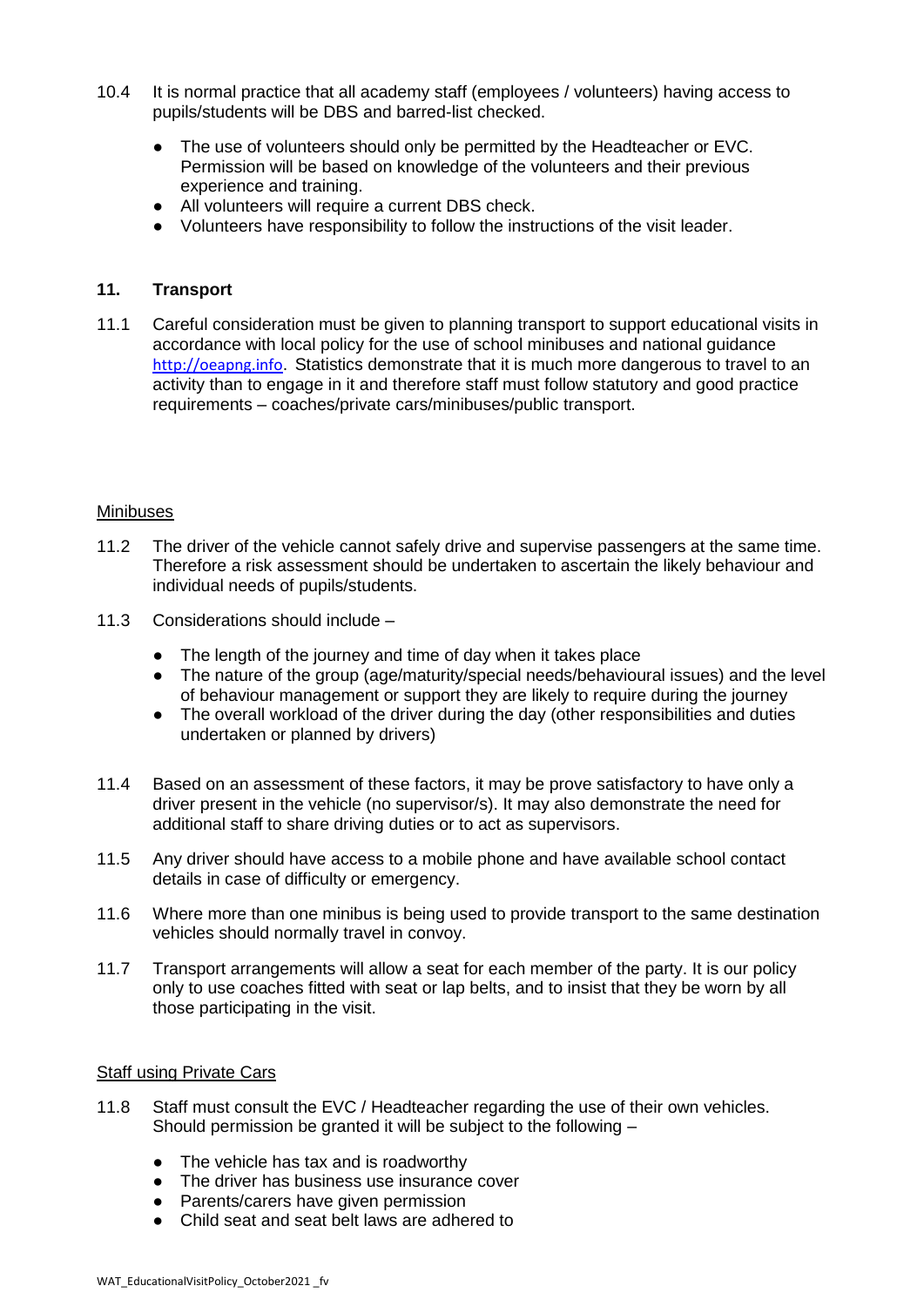10.4 It is normal practice that all academy staff (employees / volunteers) having access to pupils/students will be DBS and barred-list checked.

- The use of volunteers should only be permitted by the Headteacher or EVC. Permission will be based on knowledge of the volunteers and their previous experience and training.
- All volunteers will require a current DBS check.
- Volunteers have responsibility to follow the instructions of the visit leader.

## 11. Transport

11.1 Careful consideration must be given to planning transport to support educational visits in accordance with local policy for the use of school minibuses and national guidance http://oeapng.info. Statistics demonstrate that it is much more dangerous to travel to an activity than to engage in it and therefore staff must follow statutory and good practice requirements – coaches/private cars/minibuses/public transport.

### Minibuses

11.2 The driver of the vehicle cannot safely drive and supervise passengers at the same time. Therefore a risk assessment should be undertaken to ascertain the likely behaviour and individual needs of pupils/students.

11.3 Considerations should include –

- The length of the journey and time of day when it takes place
- The nature of the group (age/maturity/special needs/behavioural issues) and the level of behaviour management or support they are likely to require during the journey
- The overall workload of the driver during the day (other responsibilities and duties undertaken or planned by drivers)

11.4 Based on an assessment of these factors, it may be prove satisfactory to have only a driver present in the vehicle (no supervisor/s). It may also demonstrate the need for additional staff to share driving duties or to act as supervisors.

11.5 Any driver should have access to a mobile phone and have available school contact details in case of difficulty or emergency.

11.6 Where more than one minibus is being used to provide transport to the same destination vehicles should normally travel in convoy.

11.7 Transport arrangements will allow a seat for each member of the party. It is our policy only to use coaches fitted with seat or lap belts, and to insist that they be worn by all those participating in the visit.

### Staff using Private Cars

11.8 Staff must consult the EVC / Headteacher regarding the use of their own vehicles. Should permission be granted it will be subject to the following –

- The vehicle has tax and is roadworthy
- The driver has business use insurance cover
- Parents/carers have given permission
- Child seat and seat belt laws are adhered to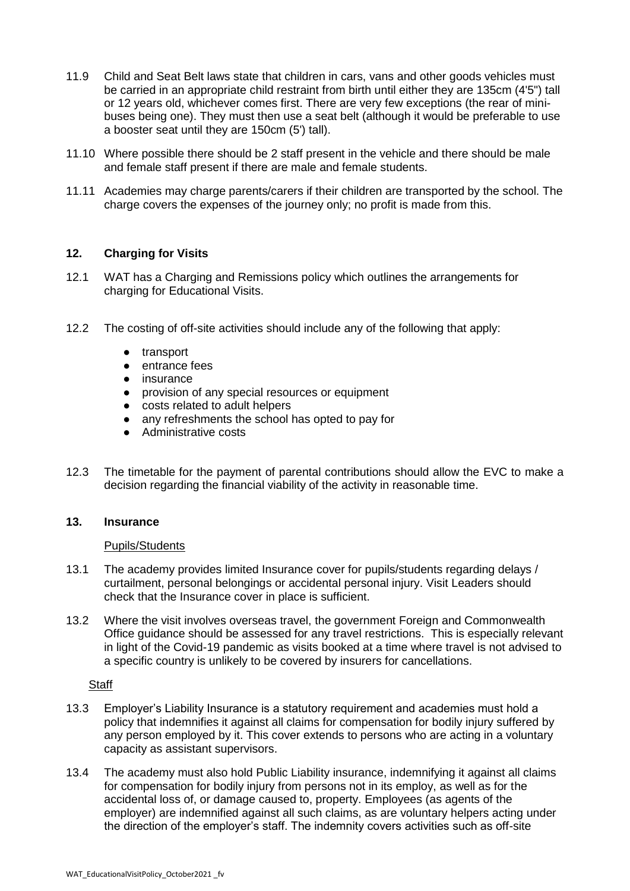11.9 Child and Seat Belt laws state that children in cars, vans and other goods vehicles must be carried in an appropriate child restraint from birth until either they are 135cm (4'5") tall or 12 years old, whichever comes first. There are very few exceptions (the rear of mini-buses being one). They must then use a seat belt (although it would be preferable to use a booster seat until they are 150cm (5') tall).

11.10 Where possible there should be 2 staff present in the vehicle and there should be male and female staff present if there are male and female students.

11.11 Academies may charge parents/carers if their children are transported by the school. The charge covers the expenses of the journey only; no profit is made from this.

## 12. Charging for Visits

12.1 WAT has a Charging and Remissions policy which outlines the arrangements for charging for Educational Visits.

12.2 The costing of off-site activities should include any of the following that apply:

- transport
- entrance fees
- insurance
- provision of any special resources or equipment
- costs related to adult helpers
- any refreshments the school has opted to pay for
- Administrative costs

12.3 The timetable for the payment of parental contributions should allow the EVC to make a decision regarding the financial viability of the activity in reasonable time.

## 13. Insurance

Pupils/Students

13.1 The academy provides limited Insurance cover for pupils/students regarding delays / curtailment, personal belongings or accidental personal injury. Visit Leaders should check that the Insurance cover in place is sufficient.

13.2 Where the visit involves overseas travel, the government Foreign and Commonwealth Office guidance should be assessed for any travel restrictions. This is especially relevant in light of the Covid-19 pandemic as visits booked at a time where travel is not advised to a specific country is unlikely to be covered by insurers for cancellations.

Staff

13.3 Employer's Liability Insurance is a statutory requirement and academies must hold a policy that indemnifies it against all claims for compensation for bodily injury suffered by any person employed by it. This cover extends to persons who are acting in a voluntary capacity as assistant supervisors.

13.4 The academy must also hold Public Liability insurance, indemnifying it against all claims for compensation for bodily injury from persons not in its employ, as well as for the accidental loss of, or damage caused to, property. Employees (as agents of the employer) are indemnified against all such claims, as are voluntary helpers acting under the direction of the employer's staff. The indemnity covers activities such as off-site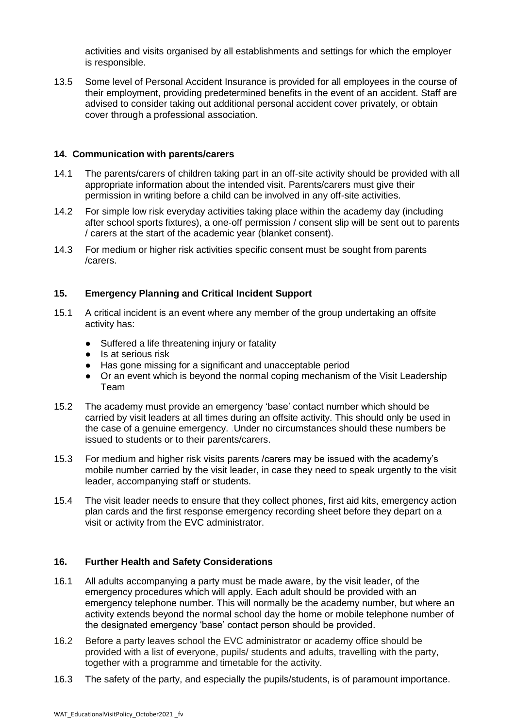activities and visits organised by all establishments and settings for which the employer is responsible.

13.5 Some level of Personal Accident Insurance is provided for all employees in the course of their employment, providing predetermined benefits in the event of an accident. Staff are advised to consider taking out additional personal accident cover privately, or obtain cover through a professional association.

## 14. Communication with parents/carers

14.1 The parents/carers of children taking part in an off-site activity should be provided with all appropriate information about the intended visit. Parents/carers must give their permission in writing before a child can be involved in any off-site activities.

14.2 For simple low risk everyday activities taking place within the academy day (including after school sports fixtures), a one-off permission / consent slip will be sent out to parents / carers at the start of the academic year (blanket consent).

14.3 For medium or higher risk activities specific consent must be sought from parents /carers.

## 15. Emergency Planning and Critical Incident Support

15.1 A critical incident is an event where any member of the group undertaking an offsite activity has:

- Suffered a life threatening injury or fatality
- Is at serious risk
- Has gone missing for a significant and unacceptable period
- Or an event which is beyond the normal coping mechanism of the Visit Leadership Team

15.2 The academy must provide an emergency 'base' contact number which should be carried by visit leaders at all times during an offsite activity. This should only be used in the case of a genuine emergency. Under no circumstances should these numbers be issued to students or to their parents/carers.

15.3 For medium and higher risk visits parents /carers may be issued with the academy's mobile number carried by the visit leader, in case they need to speak urgently to the visit leader, accompanying staff or students.

15.4 The visit leader needs to ensure that they collect phones, first aid kits, emergency action plan cards and the first response emergency recording sheet before they depart on a visit or activity from the EVC administrator.

## 16. Further Health and Safety Considerations

16.1 All adults accompanying a party must be made aware, by the visit leader, of the emergency procedures which will apply. Each adult should be provided with an emergency telephone number. This will normally be the academy number, but where an activity extends beyond the normal school day the home or mobile telephone number of the designated emergency 'base' contact person should be provided.

16.2 Before a party leaves school the EVC administrator or academy office should be provided with a list of everyone, pupils/ students and adults, travelling with the party, together with a programme and timetable for the activity.

16.3 The safety of the party, and especially the pupils/students, is of paramount importance.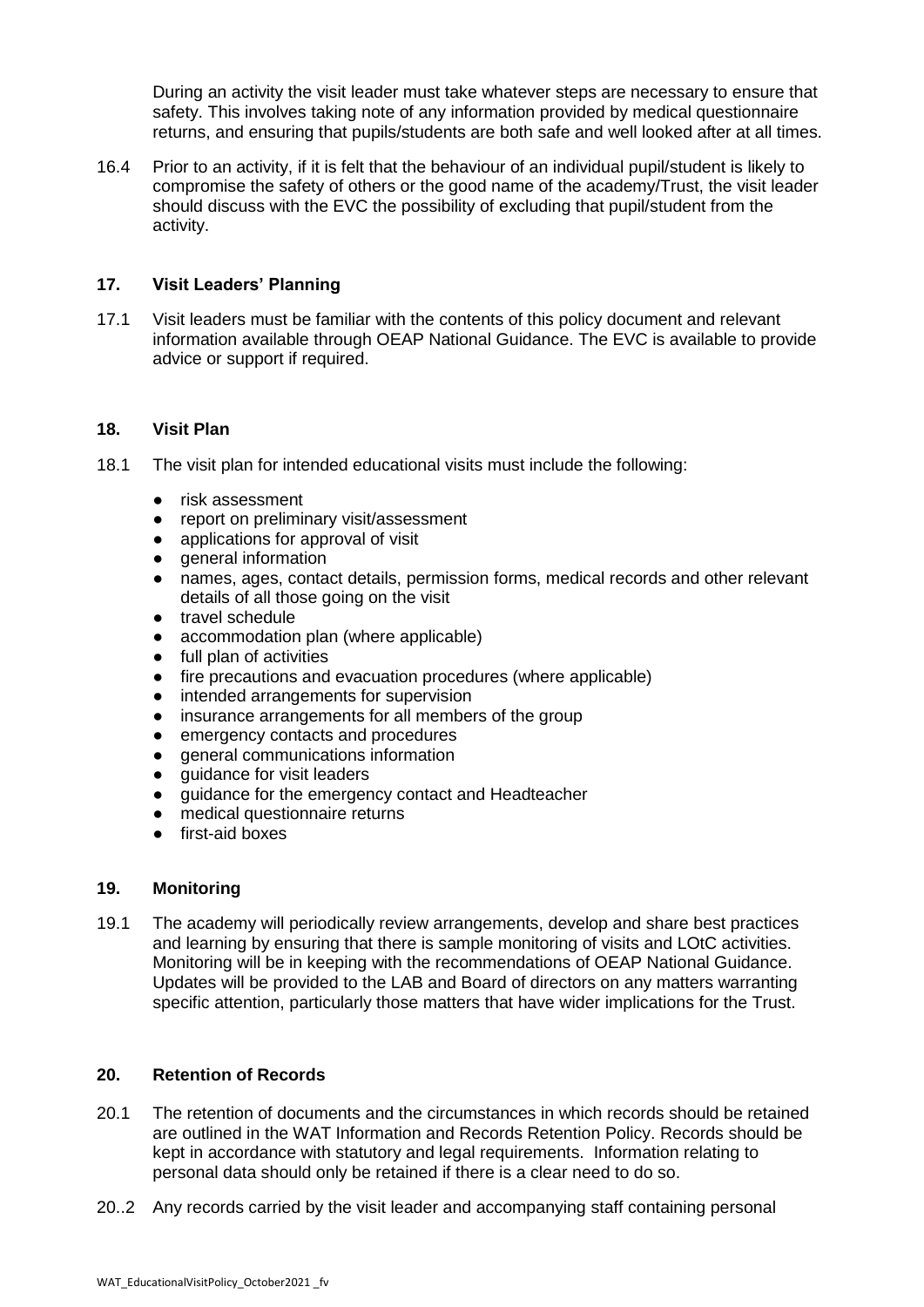During an activity the visit leader must take whatever steps are necessary to ensure that safety. This involves taking note of any information provided by medical questionnaire returns, and ensuring that pupils/students are both safe and well looked after at all times.

16.4 Prior to an activity, if it is felt that the behaviour of an individual pupil/student is likely to compromise the safety of others or the good name of the academy/Trust, the visit leader should discuss with the EVC the possibility of excluding that pupil/student from the activity.

## 17. Visit Leaders' Planning

17.1 Visit leaders must be familiar with the contents of this policy document and relevant information available through OEAP National Guidance. The EVC is available to provide advice or support if required.

## 18. Visit Plan

18.1 The visit plan for intended educational visits must include the following:

- risk assessment
- report on preliminary visit/assessment
- applications for approval of visit
- general information
- names, ages, contact details, permission forms, medical records and other relevant details of all those going on the visit
- travel schedule
- accommodation plan (where applicable)
- full plan of activities
- fire precautions and evacuation procedures (where applicable)
- intended arrangements for supervision
- insurance arrangements for all members of the group
- emergency contacts and procedures
- general communications information
- guidance for visit leaders
- guidance for the emergency contact and Headteacher
- medical questionnaire returns
- first-aid boxes

## 19. Monitoring

19.1 The academy will periodically review arrangements, develop and share best practices and learning by ensuring that there is sample monitoring of visits and LOtC activities. Monitoring will be in keeping with the recommendations of OEAP National Guidance. Updates will be provided to the LAB and Board of directors on any matters warranting specific attention, particularly those matters that have wider implications for the Trust.

## 20. Retention of Records

20.1 The retention of documents and the circumstances in which records should be retained are outlined in the WAT Information and Records Retention Policy. Records should be kept in accordance with statutory and legal requirements. Information relating to personal data should only be retained if there is a clear need to do so.

20..2 Any records carried by the visit leader and accompanying staff containing personal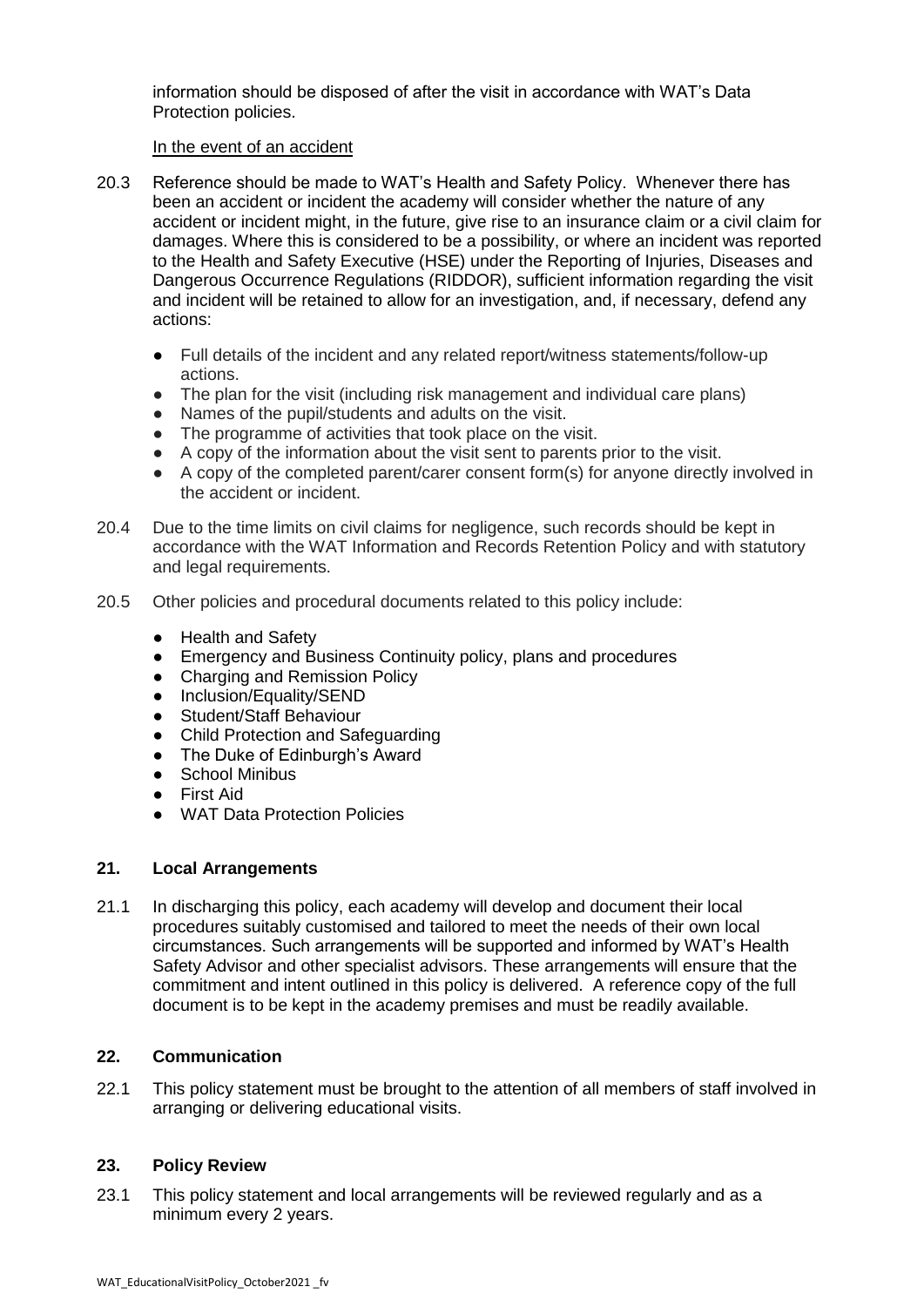information should be disposed of after the visit in accordance with WAT's Data Protection policies.

In the event of an accident

20.3 Reference should be made to WAT's Health and Safety Policy. Whenever there has been an accident or incident the academy will consider whether the nature of any accident or incident might, in the future, give rise to an insurance claim or a civil claim for damages. Where this is considered to be a possibility, or where an incident was reported to the Health and Safety Executive (HSE) under the Reporting of Injuries, Diseases and Dangerous Occurrence Regulations (RIDDOR), sufficient information regarding the visit and incident will be retained to allow for an investigation, and, if necessary, defend any actions:

- Full details of the incident and any related report/witness statements/follow-up actions.
- The plan for the visit (including risk management and individual care plans)
- Names of the pupil/students and adults on the visit.
- The programme of activities that took place on the visit.
- A copy of the information about the visit sent to parents prior to the visit.
- A copy of the completed parent/carer consent form(s) for anyone directly involved in the accident or incident.

20.4 Due to the time limits on civil claims for negligence, such records should be kept in accordance with the WAT Information and Records Retention Policy and with statutory and legal requirements.

20.5 Other policies and procedural documents related to this policy include:

- Health and Safety
- Emergency and Business Continuity policy, plans and procedures
- Charging and Remission Policy
- Inclusion/Equality/SEND
- Student/Staff Behaviour
- Child Protection and Safeguarding
- The Duke of Edinburgh's Award
- School Minibus
- First Aid
- WAT Data Protection Policies

## 21. Local Arrangements

21.1 In discharging this policy, each academy will develop and document their local procedures suitably customised and tailored to meet the needs of their own local circumstances. Such arrangements will be supported and informed by WAT's Health Safety Advisor and other specialist advisors. These arrangements will ensure that the commitment and intent outlined in this policy is delivered. A reference copy of the full document is to be kept in the academy premises and must be readily available.

## 22. Communication

22.1 This policy statement must be brought to the attention of all members of staff involved in arranging or delivering educational visits.

## 23. Policy Review

23.1 This policy statement and local arrangements will be reviewed regularly and as a minimum every 2 years.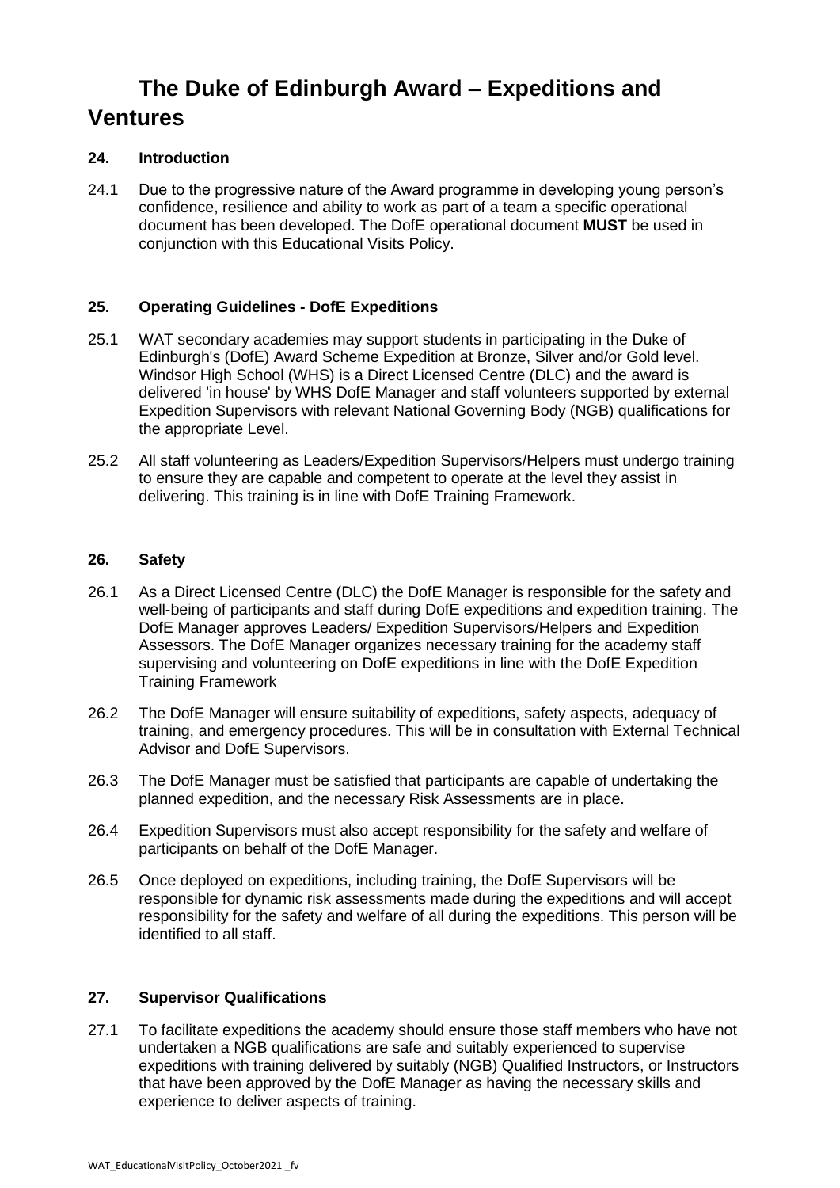# The Duke of Edinburgh Award – Expeditions and Ventures

## 24. Introduction

24.1 Due to the progressive nature of the Award programme in developing young person's confidence, resilience and ability to work as part of a team a specific operational document has been developed. The DofE operational document **MUST** be used in conjunction with this Educational Visits Policy.

## 25. Operating Guidelines - DofE Expeditions

25.1 WAT secondary academies may support students in participating in the Duke of Edinburgh's (DofE) Award Scheme Expedition at Bronze, Silver and/or Gold level. Windsor High School (WHS) is a Direct Licensed Centre (DLC) and the award is delivered 'in house' by WHS DofE Manager and staff volunteers supported by external Expedition Supervisors with relevant National Governing Body (NGB) qualifications for the appropriate Level.

25.2 All staff volunteering as Leaders/Expedition Supervisors/Helpers must undergo training to ensure they are capable and competent to operate at the level they assist in delivering. This training is in line with DofE Training Framework.

## 26. Safety

26.1 As a Direct Licensed Centre (DLC) the DofE Manager is responsible for the safety and well-being of participants and staff during DofE expeditions and expedition training. The DofE Manager approves Leaders/ Expedition Supervisors/Helpers and Expedition Assessors. The DofE Manager organizes necessary training for the academy staff supervising and volunteering on DofE expeditions in line with the DofE Expedition Training Framework

26.2 The DofE Manager will ensure suitability of expeditions, safety aspects, adequacy of training, and emergency procedures. This will be in consultation with External Technical Advisor and DofE Supervisors.

26.3 The DofE Manager must be satisfied that participants are capable of undertaking the planned expedition, and the necessary Risk Assessments are in place.

26.4 Expedition Supervisors must also accept responsibility for the safety and welfare of participants on behalf of the DofE Manager.

26.5 Once deployed on expeditions, including training, the DofE Supervisors will be responsible for dynamic risk assessments made during the expeditions and will accept responsibility for the safety and welfare of all during the expeditions. This person will be identified to all staff.

## 27. Supervisor Qualifications

27.1 To facilitate expeditions the academy should ensure those staff members who have not undertaken a NGB qualifications are safe and suitably experienced to supervise expeditions with training delivered by suitably (NGB) Qualified Instructors, or Instructors that have been approved by the DofE Manager as having the necessary skills and experience to deliver aspects of training.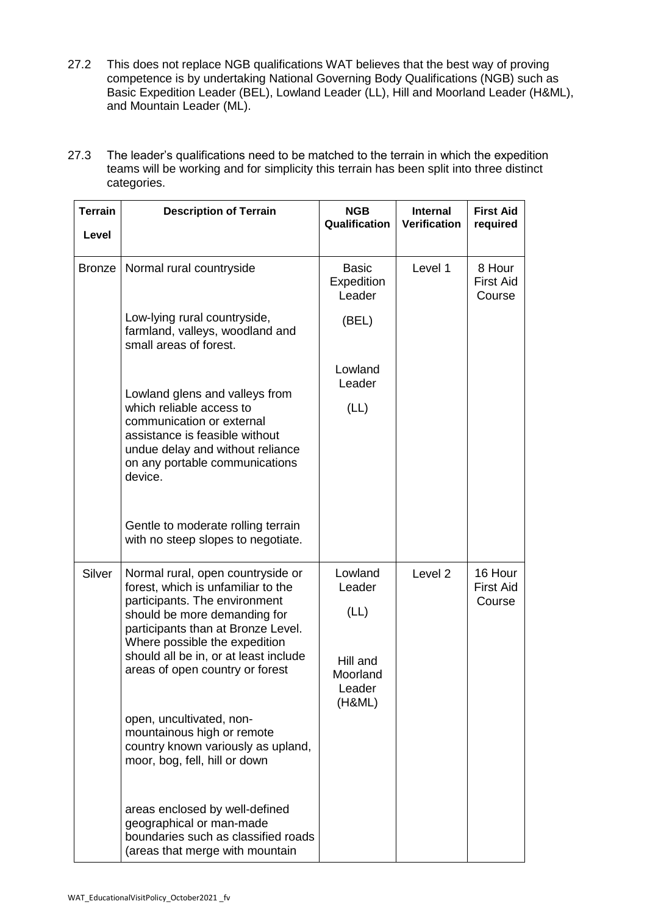27.2 This does not replace NGB qualifications WAT believes that the best way of proving competence is by undertaking National Governing Body Qualifications (NGB) such as Basic Expedition Leader (BEL), Lowland Leader (LL), Hill and Moorland Leader (H&ML), and Mountain Leader (ML).

27.3 The leader's qualifications need to be matched to the terrain in which the expedition teams will be working and for simplicity this terrain has been split into three distinct categories.

| Terrain Level | Description of Terrain | NGB Qualification | Internal Verification | First Aid required |
|---|---|---|---|---|
| Bronze | Normal rural countryside<br><br>Low-lying rural countryside, farmland, valleys, woodland and small areas of forest.<br><br>Lowland glens and valleys from which reliable access to communication or external assistance is feasible without undue delay and without reliance on any portable communications device.<br><br>Gentle to moderate rolling terrain with no steep slopes to negotiate. | Basic Expedition Leader (BEL)<br><br>Lowland Leader (LL) | Level 1 | 8 Hour First Aid Course |
| Silver | Normal rural, open countryside or forest, which is unfamiliar to the participants. The environment should be more demanding for participants than at Bronze Level. Where possible the expedition should all be in, or at least include areas of open country or forest<br><br>open, uncultivated, non-mountainous high or remote country known variously as upland, moor, bog, fell, hill or down<br><br>areas enclosed by well-defined geographical or man-made boundaries such as classified roads (areas that merge with mountain | Lowland Leader (LL)<br><br>Hill and Moorland Leader (H&ML) | Level 2 | 16 Hour First Aid Course |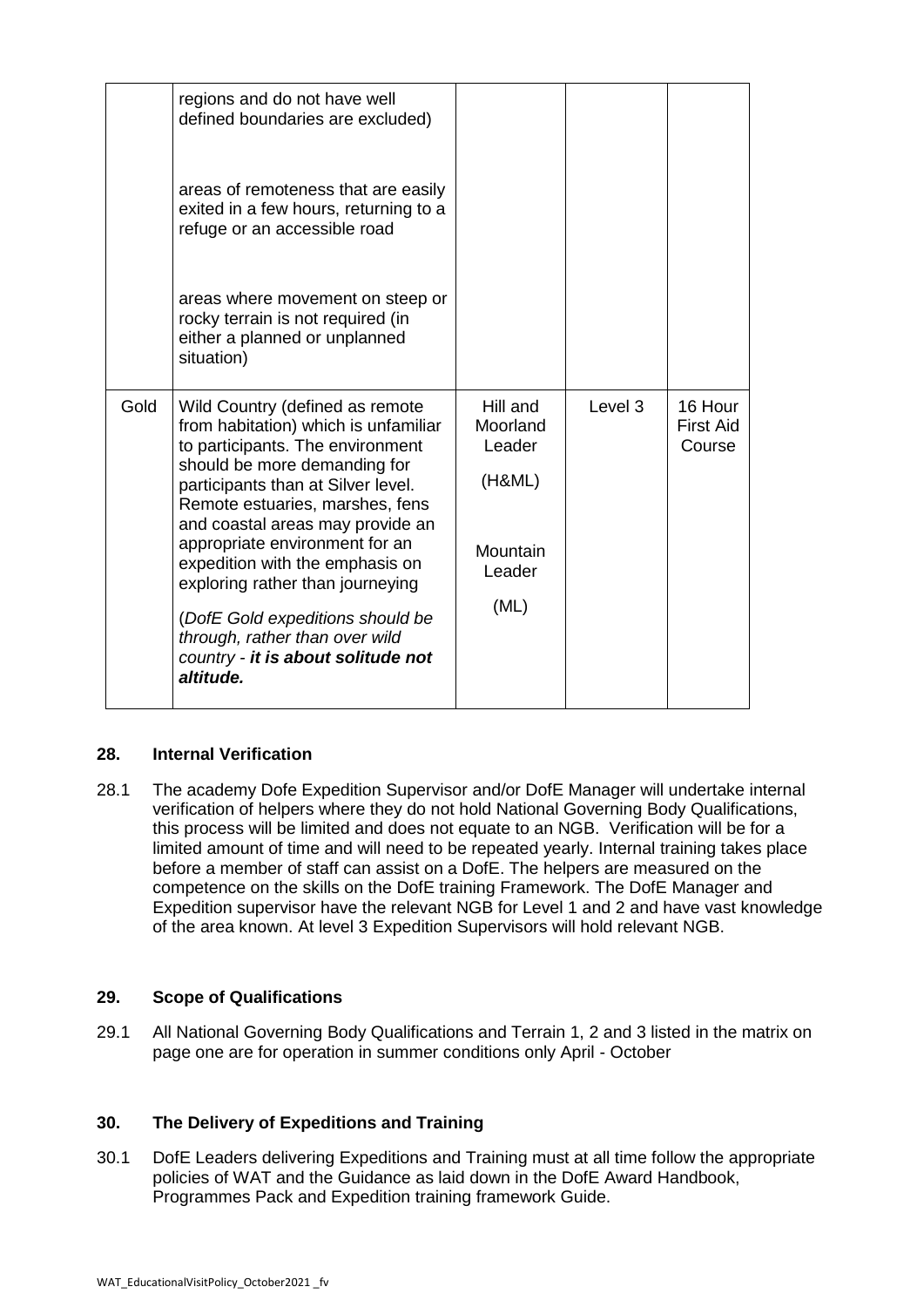| | | | | |
|---|---|---|---|---|
| | regions and do not have well defined boundaries are excluded)<br><br>areas of remoteness that are easily exited in a few hours, returning to a refuge or an accessible road<br><br>areas where movement on steep or rocky terrain is not required (in either a planned or unplanned situation) | | | |
| Gold | Wild Country (defined as remote from habitation) which is unfamiliar to participants. The environment should be more demanding for participants than at Silver level. Remote estuaries, marshes, fens and coastal areas may provide an appropriate environment for an expedition with the emphasis on exploring rather than journeying<br><br>(*DofE Gold expeditions should be through, rather than over wild country - **it is about solitude not altitude.*** | Hill and Moorland Leader<br><br>(H&ML)<br><br>Mountain Leader<br><br>(ML) | Level 3 | 16 Hour First Aid Course |

## 28. Internal Verification

28.1 The academy Dofe Expedition Supervisor and/or DofE Manager will undertake internal verification of helpers where they do not hold National Governing Body Qualifications, this process will be limited and does not equate to an NGB. Verification will be for a limited amount of time and will need to be repeated yearly. Internal training takes place before a member of staff can assist on a DofE. The helpers are measured on the competence on the skills on the DofE training Framework. The DofE Manager and Expedition supervisor have the relevant NGB for Level 1 and 2 and have vast knowledge of the area known. At level 3 Expedition Supervisors will hold relevant NGB.

## 29. Scope of Qualifications

29.1 All National Governing Body Qualifications and Terrain 1, 2 and 3 listed in the matrix on page one are for operation in summer conditions only April - October

## 30. The Delivery of Expeditions and Training

30.1 DofE Leaders delivering Expeditions and Training must at all time follow the appropriate policies of WAT and the Guidance as laid down in the DofE Award Handbook, Programmes Pack and Expedition training framework Guide.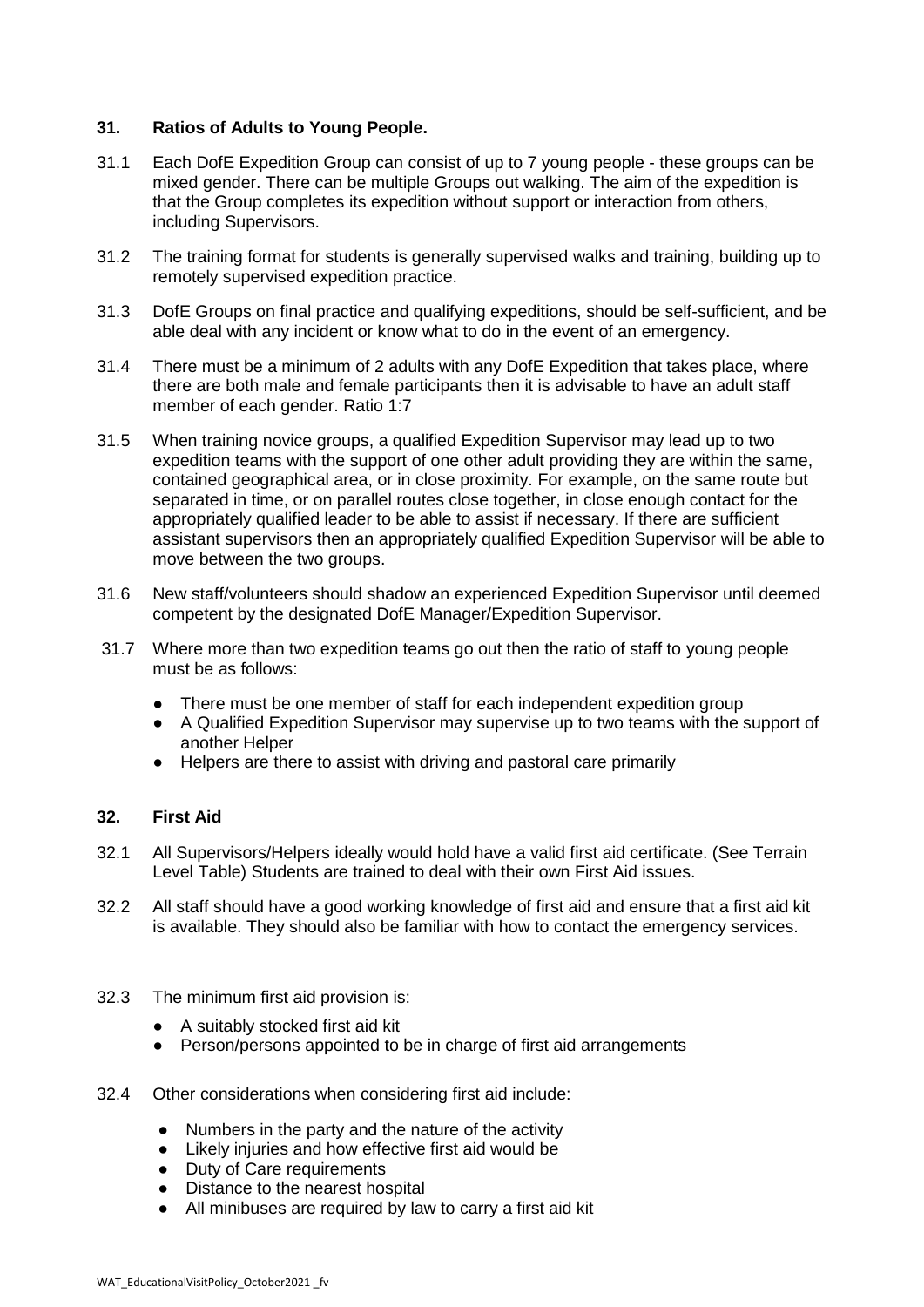## 31. Ratios of Adults to Young People.

31.1 Each DofE Expedition Group can consist of up to 7 young people - these groups can be mixed gender. There can be multiple Groups out walking. The aim of the expedition is that the Group completes its expedition without support or interaction from others, including Supervisors.

31.2 The training format for students is generally supervised walks and training, building up to remotely supervised expedition practice.

31.3 DofE Groups on final practice and qualifying expeditions, should be self-sufficient, and be able deal with any incident or know what to do in the event of an emergency.

31.4 There must be a minimum of 2 adults with any DofE Expedition that takes place, where there are both male and female participants then it is advisable to have an adult staff member of each gender. Ratio 1:7

31.5 When training novice groups, a qualified Expedition Supervisor may lead up to two expedition teams with the support of one other adult providing they are within the same, contained geographical area, or in close proximity. For example, on the same route but separated in time, or on parallel routes close together, in close enough contact for the appropriately qualified leader to be able to assist if necessary. If there are sufficient assistant supervisors then an appropriately qualified Expedition Supervisor will be able to move between the two groups.

31.6 New staff/volunteers should shadow an experienced Expedition Supervisor until deemed competent by the designated DofE Manager/Expedition Supervisor.

31.7 Where more than two expedition teams go out then the ratio of staff to young people must be as follows:

- There must be one member of staff for each independent expedition group
- A Qualified Expedition Supervisor may supervise up to two teams with the support of another Helper
- Helpers are there to assist with driving and pastoral care primarily

## 32. First Aid

32.1 All Supervisors/Helpers ideally would hold have a valid first aid certificate. (See Terrain Level Table) Students are trained to deal with their own First Aid issues.

32.2 All staff should have a good working knowledge of first aid and ensure that a first aid kit is available. They should also be familiar with how to contact the emergency services.

32.3 The minimum first aid provision is:

- A suitably stocked first aid kit
- Person/persons appointed to be in charge of first aid arrangements

32.4 Other considerations when considering first aid include:

- Numbers in the party and the nature of the activity
- Likely injuries and how effective first aid would be
- Duty of Care requirements
- Distance to the nearest hospital
- All minibuses are required by law to carry a first aid kit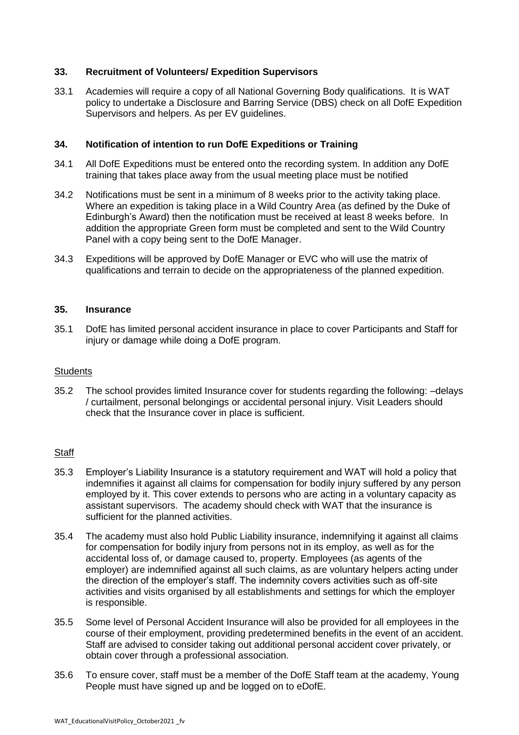## 33. Recruitment of Volunteers/ Expedition Supervisors

33.1 Academies will require a copy of all National Governing Body qualifications. It is WAT policy to undertake a Disclosure and Barring Service (DBS) check on all DofE Expedition Supervisors and helpers. As per EV guidelines.

## 34. Notification of intention to run DofE Expeditions or Training

34.1 All DofE Expeditions must be entered onto the recording system. In addition any DofE training that takes place away from the usual meeting place must be notified

34.2 Notifications must be sent in a minimum of 8 weeks prior to the activity taking place. Where an expedition is taking place in a Wild Country Area (as defined by the Duke of Edinburgh's Award) then the notification must be received at least 8 weeks before. In addition the appropriate Green form must be completed and sent to the Wild Country Panel with a copy being sent to the DofE Manager.

34.3 Expeditions will be approved by DofE Manager or EVC who will use the matrix of qualifications and terrain to decide on the appropriateness of the planned expedition.

## 35. Insurance

35.1 DofE has limited personal accident insurance in place to cover Participants and Staff for injury or damage while doing a DofE program.

<u>Students</u>

35.2 The school provides limited Insurance cover for students regarding the following: –delays / curtailment, personal belongings or accidental personal injury. Visit Leaders should check that the Insurance cover in place is sufficient.

<u>Staff</u>

35.3 Employer's Liability Insurance is a statutory requirement and WAT will hold a policy that indemnifies it against all claims for compensation for bodily injury suffered by any person employed by it. This cover extends to persons who are acting in a voluntary capacity as assistant supervisors. The academy should check with WAT that the insurance is sufficient for the planned activities.

35.4 The academy must also hold Public Liability insurance, indemnifying it against all claims for compensation for bodily injury from persons not in its employ, as well as for the accidental loss of, or damage caused to, property. Employees (as agents of the employer) are indemnified against all such claims, as are voluntary helpers acting under the direction of the employer's staff. The indemnity covers activities such as off-site activities and visits organised by all establishments and settings for which the employer is responsible.

35.5 Some level of Personal Accident Insurance will also be provided for all employees in the course of their employment, providing predetermined benefits in the event of an accident. Staff are advised to consider taking out additional personal accident cover privately, or obtain cover through a professional association.

35.6 To ensure cover, staff must be a member of the DofE Staff team at the academy, Young People must have signed up and be logged on to eDofE.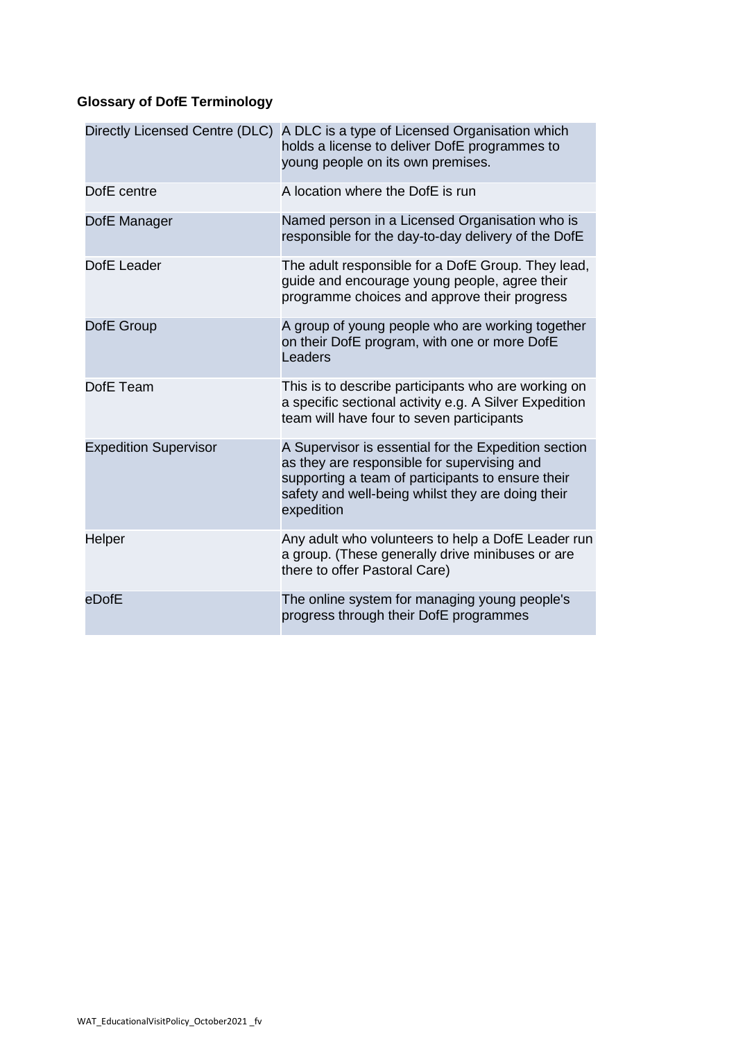**Glossary of DofE Terminology**

| | |
|---|---|
| Directly Licensed Centre (DLC) | A DLC is a type of Licensed Organisation which holds a license to deliver DofE programmes to young people on its own premises. |
| DofE centre | A location where the DofE is run |
| DofE Manager | Named person in a Licensed Organisation who is responsible for the day-to-day delivery of the DofE |
| DofE Leader | The adult responsible for a DofE Group. They lead, guide and encourage young people, agree their programme choices and approve their progress |
| DofE Group | A group of young people who are working together on their DofE program, with one or more DofE Leaders |
| DofE Team | This is to describe participants who are working on a specific sectional activity e.g. A Silver Expedition team will have four to seven participants |
| Expedition Supervisor | A Supervisor is essential for the Expedition section as they are responsible for supervising and supporting a team of participants to ensure their safety and well-being whilst they are doing their expedition |
| Helper | Any adult who volunteers to help a DofE Leader run a group. (These generally drive minibuses or are there to offer Pastoral Care) |
| eDofE | The online system for managing young people's progress through their DofE programmes |